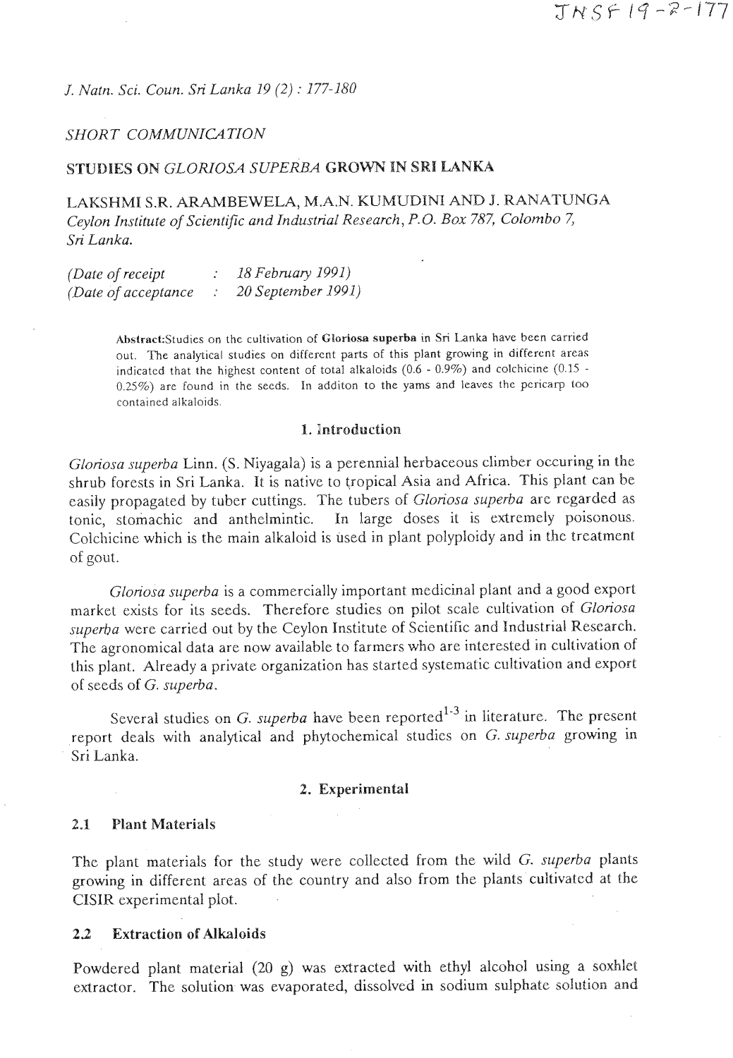SHORT COMMUNICATION

# STUDIES ON *GLORIOSA SUPERBA* GROWN IN SRI LANKA

LAKSHMI S.R. ARAMBEWELA, M.A.N. KUMUDINI AND J. RANATUNGA
*Ceylon Institute of Scientific and Industrial Research, P.O. Box 787, Colombo 7, Sri Lanka.*

*(Date of receipt : 18 February 1991)*
*(Date of acceptance : 20 September 1991)*

**Abstract:** Studies on the cultivation of **Gloriosa superba** in Sri Lanka have been carried out. The analytical studies on different parts of this plant growing in different areas indicated that the highest content of total alkaloids (0.6 - 0.9%) and colchicine (0.15 - 0.25%) are found in the seeds. In additon to the yams and leaves the pericarp too contained alkaloids.

## 1. Introduction

*Gloriosa superba* Linn. (S. Niyagala) is a perennial herbaceous climber occuring in the shrub forests in Sri Lanka. It is native to tropical Asia and Africa. This plant can be easily propagated by tuber cuttings. The tubers of *Gloriosa superba* are regarded as tonic, stomachic and anthelmintic. In large doses it is extremely poisonous. Colchicine which is the main alkaloid is used in plant polyploidy and in the treatment of gout.

*Gloriosa superba* is a commercially important medicinal plant and a good export market exists for its seeds. Therefore studies on pilot scale cultivation of *Gloriosa superba* were carried out by the Ceylon Institute of Scientific and Industrial Research. The agronomical data are now available to farmers who are interested in cultivation of this plant. Already a private organization has started systematic cultivation and export of seeds of *G. superba*.

Several studies on *G. superba* have been reported[1-3] in literature. The present report deals with analytical and phytochemical studies on *G. superba* growing in Sri Lanka.

## 2. Experimental

### 2.1 Plant Materials

The plant materials for the study were collected from the wild *G. superba* plants growing in different areas of the country and also from the plants cultivated at the CISIR experimental plot.

### 2.2 Extraction of Alkaloids

Powdered plant material (20 g) was extracted with ethyl alcohol using a soxhlet extractor. The solution was evaporated, dissolved in sodium sulphate solution and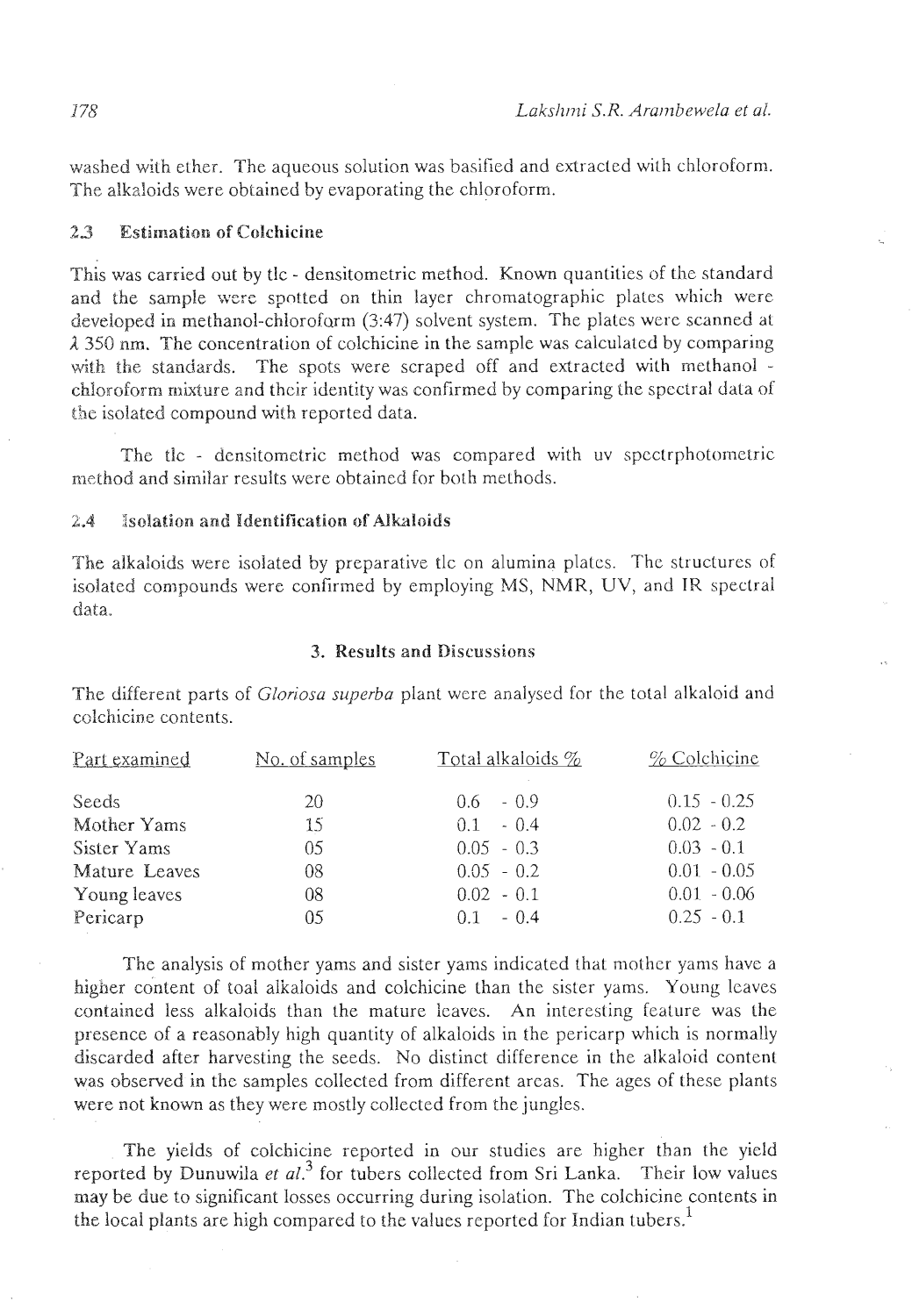washed with ether. The aqueous solution was basified and extracted with chloroform. The alkaloids were obtained by evaporating the chloroform.

### 2.3 Estimation of Colchicine

This was carried out by tlc - densitometric method. Known quantities of the standard and the sample were spotted on thin layer chromatographic plates which were developed in methanol-chloroform (3:47) solvent system. The plates were scanned at $\lambda$ 350 nm. The concentration of colchicine in the sample was calculated by comparing with the standards. The spots were scraped off and extracted with methanol - chloroform mixture and their identity was confirmed by comparing the spectral data of the isolated compound with reported data.

The tlc - densitometric method was compared with uv spectrphotometric method and similar results were obtained for both methods.

### 2.4 Isolation and Identification of Alkaloids

The alkaloids were isolated by preparative tlc on alumina plates. The structures of isolated compounds were confirmed by employing MS, NMR, UV, and IR spectral data.

## 3. Results and Discussions

The different parts of *Gloriosa superba* plant were analysed for the total alkaloid and colchicine contents.

| Part examined | No. of samples | Total alkaloids % | % Colchicine |
|---|---|---|---|
| Seeds | 20 | 0.6 - 0.9 | 0.15 - 0.25 |
| Mother Yams | 15 | 0.1 - 0.4 | 0.02 - 0.2 |
| Sister Yams | 05 | 0.05 - 0.3 | 0.03 - 0.1 |
| Mature Leaves | 08 | 0.05 - 0.2 | 0.01 - 0.05 |
| Young leaves | 08 | 0.02 - 0.1 | 0.01 - 0.06 |
| Pericarp | 05 | 0.1 - 0.4 | 0.25 - 0.1 |

The analysis of mother yams and sister yams indicated that mother yams have a higher content of toal alkaloids and colchicine than the sister yams. Young leaves contained less alkaloids than the mature leaves. An interesting feature was the presence of a reasonably high quantity of alkaloids in the pericarp which is normally discarded after harvesting the seeds. No distinct difference in the alkaloid content was observed in the samples collected from different areas. The ages of these plants were not known as they were mostly collected from the jungles.

The yields of colchicine reported in our studies are higher than the yield reported by Dunuwila *et al.*[3] for tubers collected from Sri Lanka. Their low values may be due to significant losses occurring during isolation. The colchicine contents in the local plants are high compared to the values reported for Indian tubers.[1]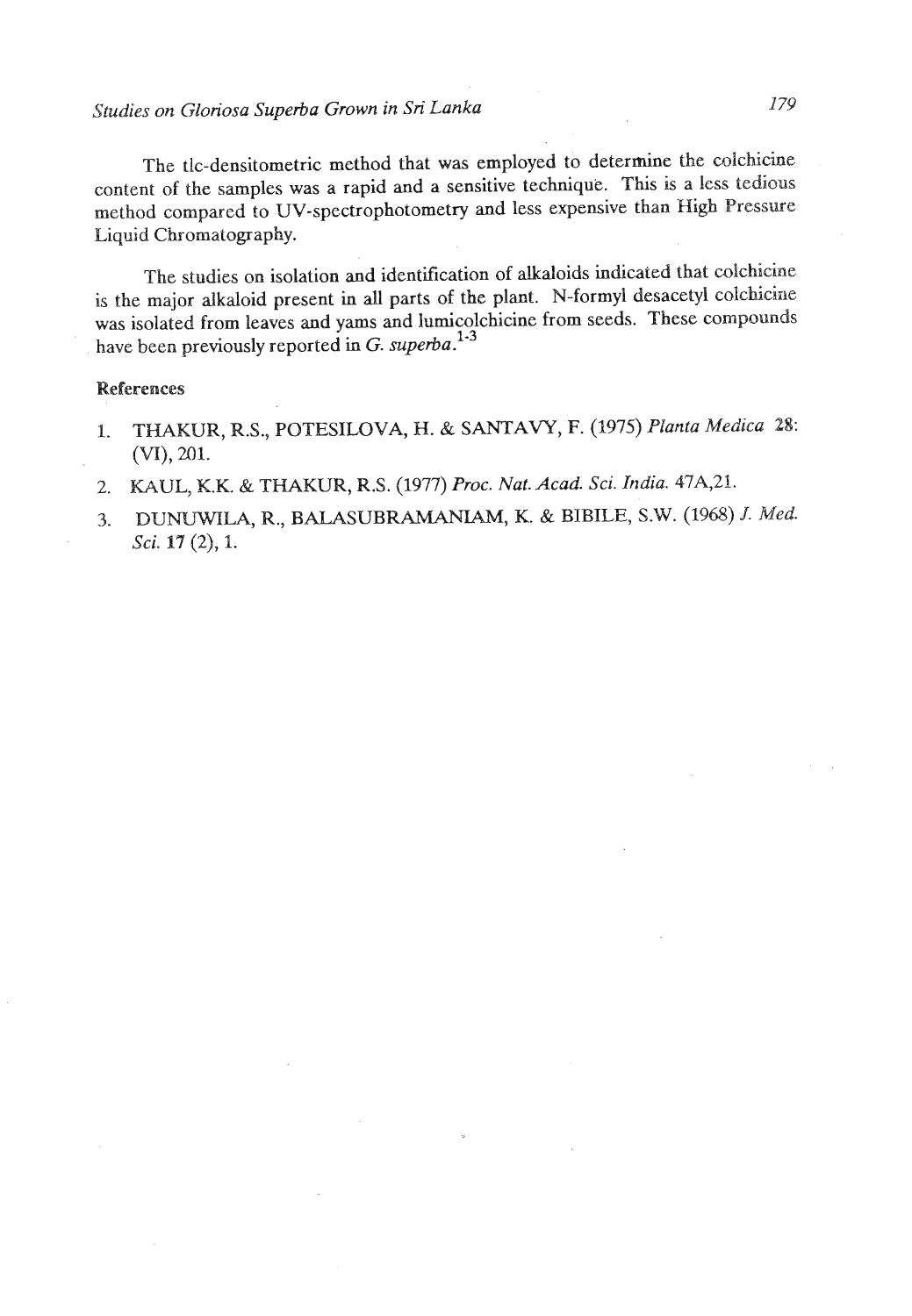The tlc-densitometric method that was employed to determine the colchicine content of the samples was a rapid and a sensitive technique. This is a less tedious method compared to UV-spectrophotometry and less expensive than High Pressure Liquid Chromatography.

The studies on isolation and identification of alkaloids indicated that colchicine is the major alkaloid present in all parts of the plant. N-formyl desacetyl colchicine was isolated from leaves and yams and lumicolchicine from seeds. These compounds have been previously reported in *G. superba*.[1-3]

**References**

1. THAKUR, R.S., POTESILOVA, H. & SANTAVY, F. (1975) *Planta Medica* **28**: (VI), 201.
2. KAUL, K.K. & THAKUR, R.S. (1977) *Proc. Nat. Acad. Sci. India.* 47A,21.
3. DUNUWILA, R., BALASUBRAMANIAM, K. & BIBILE, S.W. (1968) *J. Med. Sci.* **17** (2), 1.